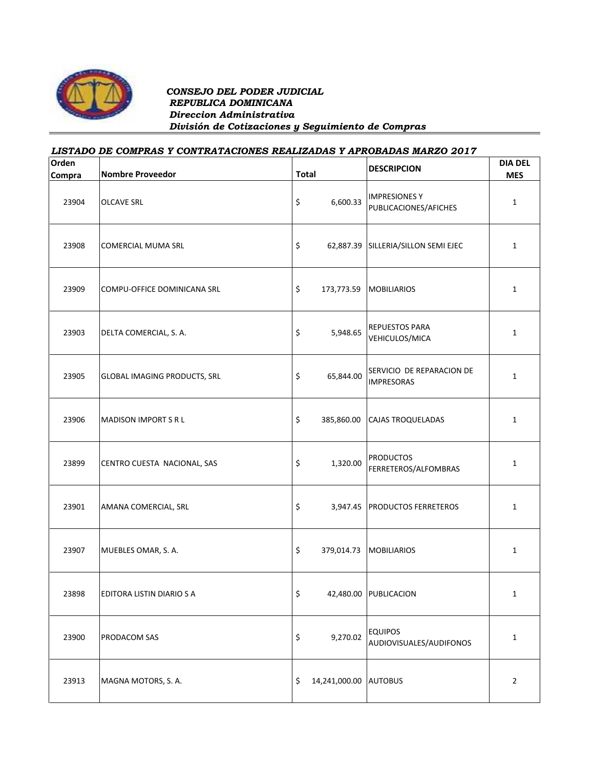***CONSEJO DEL PODER JUDICIAL***
***REPUBLICA DOMINICANA***
***Direccion Administrativa***
***División de Cotizaciones y Seguimiento de Compras***

***LISTADO DE COMPRAS Y CONTRATACIONES REALIZADAS Y APROBADAS MARZO 2017***

| Orden Compra | Nombre Proveedor | Total | DESCRIPCION | DIA DEL MES |
|---|---|---|---|---|
| 23904 | OLCAVE SRL | $ 6,600.33 | IMPRESIONES Y PUBLICACIONES/AFICHES | 1 |
| 23908 | COMERCIAL MUMA SRL | $ 62,887.39 | SILLERIA/SILLON SEMI EJEC | 1 |
| 23909 | COMPU-OFFICE DOMINICANA SRL | $ 173,773.59 | MOBILIARIOS | 1 |
| 23903 | DELTA COMERCIAL, S. A. | $ 5,948.65 | REPUESTOS PARA VEHICULOS/MICA | 1 |
| 23905 | GLOBAL IMAGING PRODUCTS, SRL | $ 65,844.00 | SERVICIO DE REPARACION DE IMPRESORAS | 1 |
| 23906 | MADISON IMPORT S R L | $ 385,860.00 | CAJAS TROQUELADAS | 1 |
| 23899 | CENTRO CUESTA NACIONAL, SAS | $ 1,320.00 | PRODUCTOS FERRETEROS/ALFOMBRAS | 1 |
| 23901 | AMANA COMERCIAL, SRL | $ 3,947.45 | PRODUCTOS FERRETEROS | 1 |
| 23907 | MUEBLES OMAR, S. A. | $ 379,014.73 | MOBILIARIOS | 1 |
| 23898 | EDITORA LISTIN DIARIO S A | $ 42,480.00 | PUBLICACION | 1 |
| 23900 | PRODACOM SAS | $ 9,270.02 | EQUIPOS AUDIOVISUALES/AUDIFONOS | 1 |
| 23913 | MAGNA MOTORS, S. A. | $ 14,241,000.00 | AUTOBUS | 2 |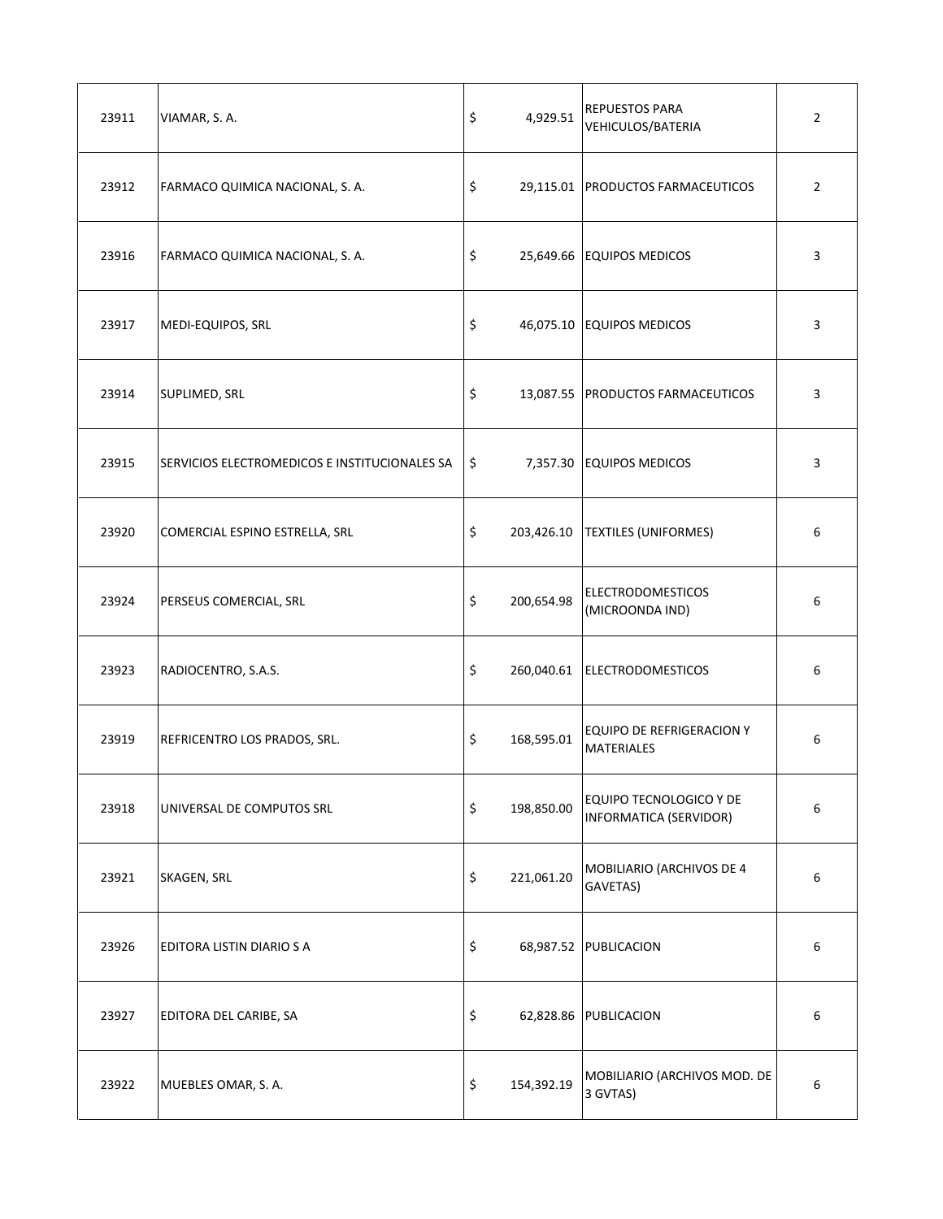| | | | | |
|---|---|---|---|---|
| 23911 | VIAMAR, S. A. | $ 4,929.51 | REPUESTOS PARA VEHICULOS/BATERIA | 2 |
| 23912 | FARMACO QUIMICA NACIONAL, S. A. | $ 29,115.01 | PRODUCTOS FARMACEUTICOS | 2 |
| 23916 | FARMACO QUIMICA NACIONAL, S. A. | $ 25,649.66 | EQUIPOS MEDICOS | 3 |
| 23917 | MEDI-EQUIPOS, SRL | $ 46,075.10 | EQUIPOS MEDICOS | 3 |
| 23914 | SUPLIMED, SRL | $ 13,087.55 | PRODUCTOS FARMACEUTICOS | 3 |
| 23915 | SERVICIOS ELECTROMEDICOS E INSTITUCIONALES SA | $ 7,357.30 | EQUIPOS MEDICOS | 3 |
| 23920 | COMERCIAL ESPINO ESTRELLA, SRL | $ 203,426.10 | TEXTILES (UNIFORMES) | 6 |
| 23924 | PERSEUS COMERCIAL, SRL | $ 200,654.98 | ELECTRODOMESTICOS (MICROONDA IND) | 6 |
| 23923 | RADIOCENTRO, S.A.S. | $ 260,040.61 | ELECTRODOMESTICOS | 6 |
| 23919 | REFRICENTRO LOS PRADOS, SRL. | $ 168,595.01 | EQUIPO DE REFRIGERACION Y MATERIALES | 6 |
| 23918 | UNIVERSAL DE COMPUTOS SRL | $ 198,850.00 | EQUIPO TECNOLOGICO Y DE INFORMATICA (SERVIDOR) | 6 |
| 23921 | SKAGEN, SRL | $ 221,061.20 | MOBILIARIO (ARCHIVOS DE 4 GAVETAS) | 6 |
| 23926 | EDITORA LISTIN DIARIO S A | $ 68,987.52 | PUBLICACION | 6 |
| 23927 | EDITORA DEL CARIBE, SA | $ 62,828.86 | PUBLICACION | 6 |
| 23922 | MUEBLES OMAR, S. A. | $ 154,392.19 | MOBILIARIO (ARCHIVOS MOD. DE 3 GVTAS) | 6 |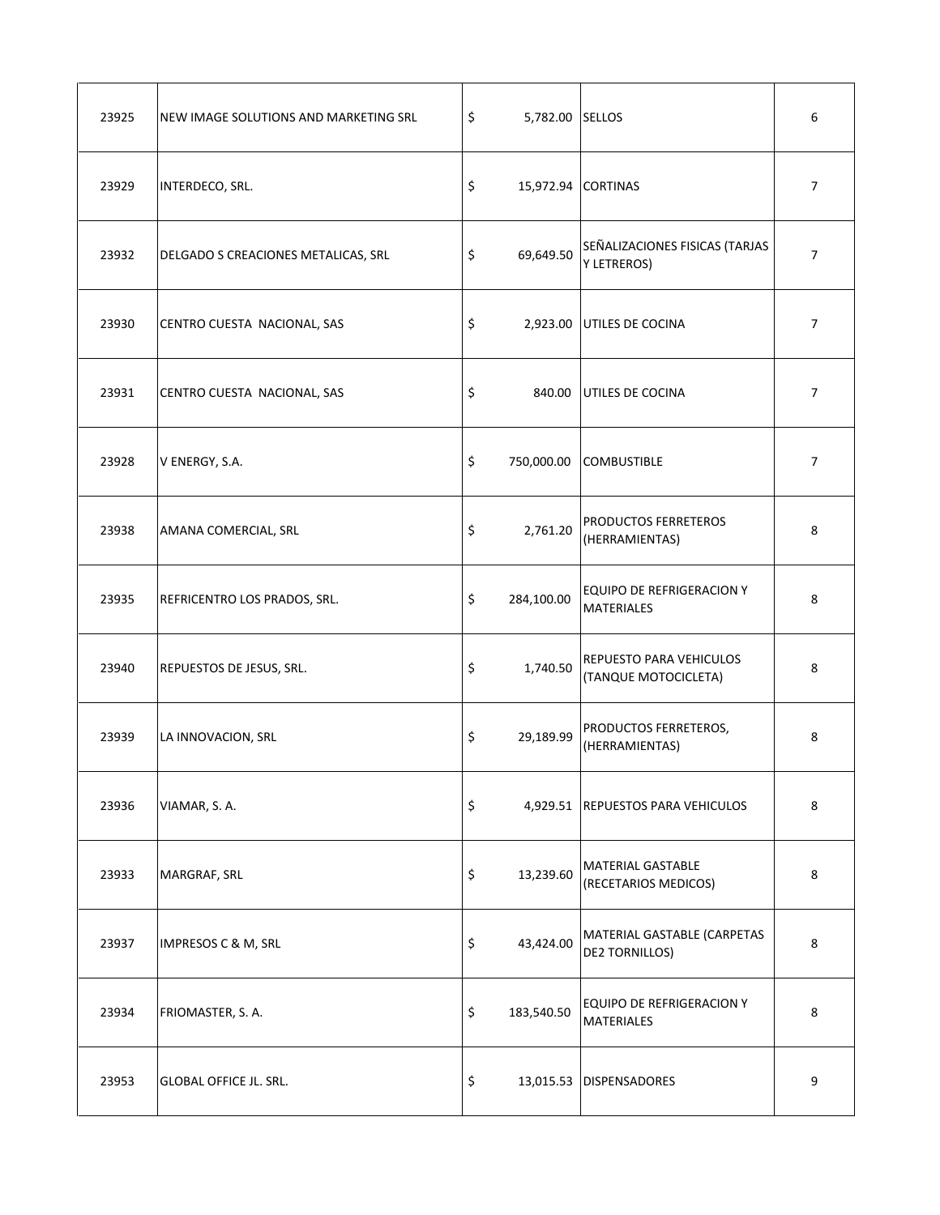| | | | | |
|---|---|---|---|---|
| 23925 | NEW IMAGE SOLUTIONS AND MARKETING SRL | $ 5,782.00 | SELLOS | 6 |
| 23929 | INTERDECO, SRL. | $ 15,972.94 | CORTINAS | 7 |
| 23932 | DELGADO S CREACIONES METALICAS, SRL | $ 69,649.50 | SEÑALIZACIONES FISICAS (TARJAS Y LETREROS) | 7 |
| 23930 | CENTRO CUESTA NACIONAL, SAS | $ 2,923.00 | UTILES DE COCINA | 7 |
| 23931 | CENTRO CUESTA NACIONAL, SAS | $ 840.00 | UTILES DE COCINA | 7 |
| 23928 | V ENERGY, S.A. | $ 750,000.00 | COMBUSTIBLE | 7 |
| 23938 | AMANA COMERCIAL, SRL | $ 2,761.20 | PRODUCTOS FERRETEROS (HERRAMIENTAS) | 8 |
| 23935 | REFRICENTRO LOS PRADOS, SRL. | $ 284,100.00 | EQUIPO DE REFRIGERACION Y MATERIALES | 8 |
| 23940 | REPUESTOS DE JESUS, SRL. | $ 1,740.50 | REPUESTO PARA VEHICULOS (TANQUE MOTOCICLETA) | 8 |
| 23939 | LA INNOVACION, SRL | $ 29,189.99 | PRODUCTOS FERRETEROS, (HERRAMIENTAS) | 8 |
| 23936 | VIAMAR, S. A. | $ 4,929.51 | REPUESTOS PARA VEHICULOS | 8 |
| 23933 | MARGRAF, SRL | $ 13,239.60 | MATERIAL GASTABLE (RECETARIOS MEDICOS) | 8 |
| 23937 | IMPRESOS C & M, SRL | $ 43,424.00 | MATERIAL GASTABLE (CARPETAS DE2 TORNILLOS) | 8 |
| 23934 | FRIOMASTER, S. A. | $ 183,540.50 | EQUIPO DE REFRIGERACION Y MATERIALES | 8 |
| 23953 | GLOBAL OFFICE JL. SRL. | $ 13,015.53 | DISPENSADORES | 9 |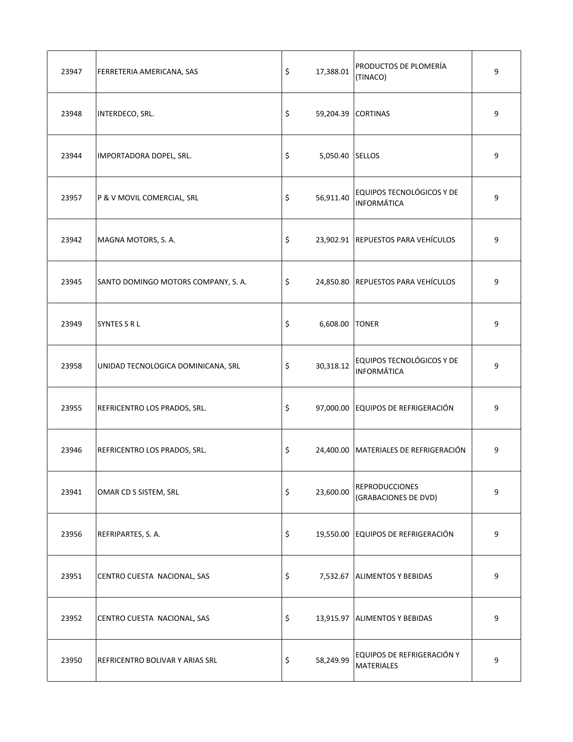| | | | | |
|---|---|---|---|---|
| 23947 | FERRETERIA AMERICANA, SAS | $ 17,388.01 | PRODUCTOS DE PLOMERÍA (TINACO) | 9 |
| 23948 | INTERDECO, SRL. | $ 59,204.39 | CORTINAS | 9 |
| 23944 | IMPORTADORA DOPEL, SRL. | $ 5,050.40 | SELLOS | 9 |
| 23957 | P & V MOVIL COMERCIAL, SRL | $ 56,911.40 | EQUIPOS TECNOLÓGICOS Y DE INFORMÁTICA | 9 |
| 23942 | MAGNA MOTORS, S. A. | $ 23,902.91 | REPUESTOS PARA VEHÍCULOS | 9 |
| 23945 | SANTO DOMINGO MOTORS COMPANY, S. A. | $ 24,850.80 | REPUESTOS PARA VEHÍCULOS | 9 |
| 23949 | SYNTES S R L | $ 6,608.00 | TONER | 9 |
| 23958 | UNIDAD TECNOLOGICA DOMINICANA, SRL | $ 30,318.12 | EQUIPOS TECNOLÓGICOS Y DE INFORMÁTICA | 9 |
| 23955 | REFRICENTRO LOS PRADOS, SRL. | $ 97,000.00 | EQUIPOS DE REFRIGERACIÓN | 9 |
| 23946 | REFRICENTRO LOS PRADOS, SRL. | $ 24,400.00 | MATERIALES DE REFRIGERACIÓN | 9 |
| 23941 | OMAR CD S SISTEM, SRL | $ 23,600.00 | REPRODUCCIONES (GRABACIONES DE DVD) | 9 |
| 23956 | REFRIPARTES, S. A. | $ 19,550.00 | EQUIPOS DE REFRIGERACIÓN | 9 |
| 23951 | CENTRO CUESTA NACIONAL, SAS | $ 7,532.67 | ALIMENTOS Y BEBIDAS | 9 |
| 23952 | CENTRO CUESTA NACIONAL, SAS | $ 13,915.97 | ALIMENTOS Y BEBIDAS | 9 |
| 23950 | REFRICENTRO BOLIVAR Y ARIAS SRL | $ 58,249.99 | EQUIPOS DE REFRIGERACIÓN Y MATERIALES | 9 |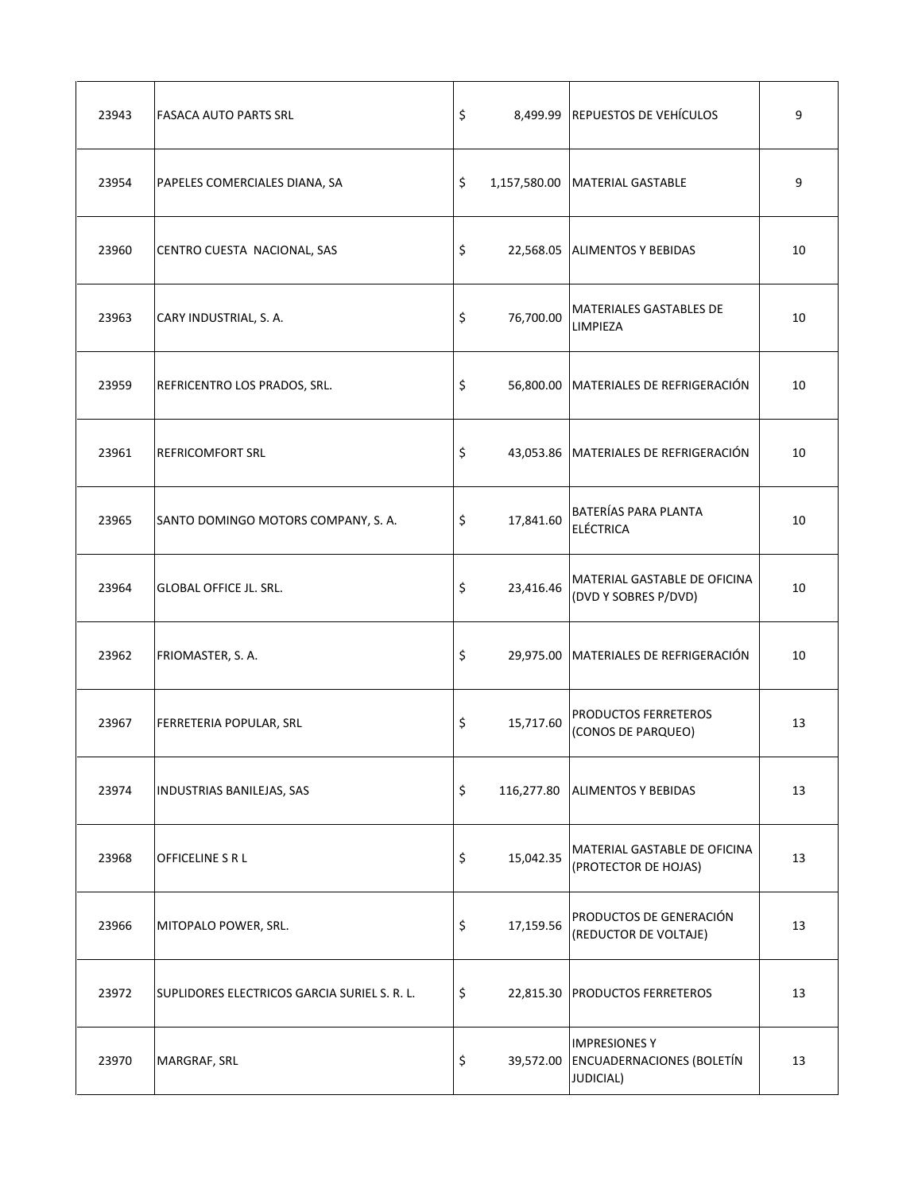| | | | | |
|---|---|---|---|---|
| 23943 | FASACA AUTO PARTS SRL | $ 8,499.99 | REPUESTOS DE VEHÍCULOS | 9 |
| 23954 | PAPELES COMERCIALES DIANA, SA | $ 1,157,580.00 | MATERIAL GASTABLE | 9 |
| 23960 | CENTRO CUESTA NACIONAL, SAS | $ 22,568.05 | ALIMENTOS Y BEBIDAS | 10 |
| 23963 | CARY INDUSTRIAL, S. A. | $ 76,700.00 | MATERIALES GASTABLES DE LIMPIEZA | 10 |
| 23959 | REFRICENTRO LOS PRADOS, SRL. | $ 56,800.00 | MATERIALES DE REFRIGERACIÓN | 10 |
| 23961 | REFRICOMFORT SRL | $ 43,053.86 | MATERIALES DE REFRIGERACIÓN | 10 |
| 23965 | SANTO DOMINGO MOTORS COMPANY, S. A. | $ 17,841.60 | BATERÍAS PARA PLANTA ELÉCTRICA | 10 |
| 23964 | GLOBAL OFFICE JL. SRL. | $ 23,416.46 | MATERIAL GASTABLE DE OFICINA (DVD Y SOBRES P/DVD) | 10 |
| 23962 | FRIOMASTER, S. A. | $ 29,975.00 | MATERIALES DE REFRIGERACIÓN | 10 |
| 23967 | FERRETERIA POPULAR, SRL | $ 15,717.60 | PRODUCTOS FERRETEROS (CONOS DE PARQUEO) | 13 |
| 23974 | INDUSTRIAS BANILEJAS, SAS | $ 116,277.80 | ALIMENTOS Y BEBIDAS | 13 |
| 23968 | OFFICELINE S R L | $ 15,042.35 | MATERIAL GASTABLE DE OFICINA (PROTECTOR DE HOJAS) | 13 |
| 23966 | MITOPALO POWER, SRL. | $ 17,159.56 | PRODUCTOS DE GENERACIÓN (REDUCTOR DE VOLTAJE) | 13 |
| 23972 | SUPLIDORES ELECTRICOS GARCIA SURIEL S. R. L. | $ 22,815.30 | PRODUCTOS FERRETEROS | 13 |
| 23970 | MARGRAF, SRL | $ 39,572.00 | IMPRESIONES Y ENCUADERNACIONES (BOLETÍN JUDICIAL) | 13 |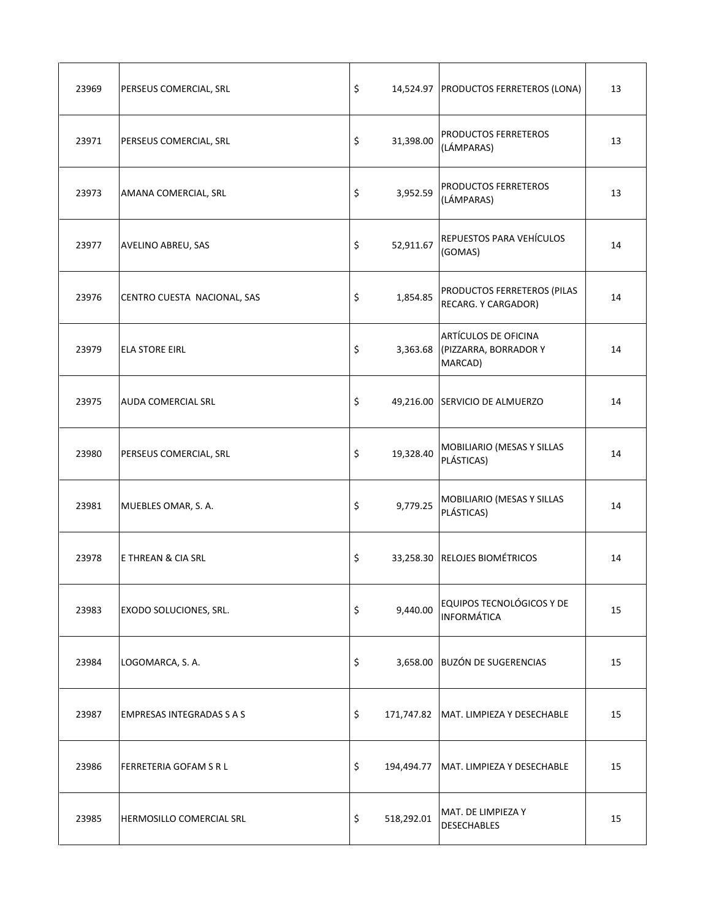| | | | | |
|---|---|---|---|---|
| 23969 | PERSEUS COMERCIAL, SRL | $ 14,524.97 | PRODUCTOS FERRETEROS (LONA) | 13 |
| 23971 | PERSEUS COMERCIAL, SRL | $ 31,398.00 | PRODUCTOS FERRETEROS (LÁMPARAS) | 13 |
| 23973 | AMANA COMERCIAL, SRL | $ 3,952.59 | PRODUCTOS FERRETEROS (LÁMPARAS) | 13 |
| 23977 | AVELINO ABREU, SAS | $ 52,911.67 | REPUESTOS PARA VEHÍCULOS (GOMAS) | 14 |
| 23976 | CENTRO CUESTA NACIONAL, SAS | $ 1,854.85 | PRODUCTOS FERRETEROS (PILAS RECARG. Y CARGADOR) | 14 |
| 23979 | ELA STORE EIRL | $ 3,363.68 | ARTÍCULOS DE OFICINA (PIZZARRA, BORRADOR Y MARCAD) | 14 |
| 23975 | AUDA COMERCIAL SRL | $ 49,216.00 | SERVICIO DE ALMUERZO | 14 |
| 23980 | PERSEUS COMERCIAL, SRL | $ 19,328.40 | MOBILIARIO (MESAS Y SILLAS PLÁSTICAS) | 14 |
| 23981 | MUEBLES OMAR, S. A. | $ 9,779.25 | MOBILIARIO (MESAS Y SILLAS PLÁSTICAS) | 14 |
| 23978 | E THREAN & CIA SRL | $ 33,258.30 | RELOJES BIOMÉTRICOS | 14 |
| 23983 | EXODO SOLUCIONES, SRL. | $ 9,440.00 | EQUIPOS TECNOLÓGICOS Y DE INFORMÁTICA | 15 |
| 23984 | LOGOMARCA, S. A. | $ 3,658.00 | BUZÓN DE SUGERENCIAS | 15 |
| 23987 | EMPRESAS INTEGRADAS S A S | $ 171,747.82 | MAT. LIMPIEZA Y DESECHABLE | 15 |
| 23986 | FERRETERIA GOFAM S R L | $ 194,494.77 | MAT. LIMPIEZA Y DESECHABLE | 15 |
| 23985 | HERMOSILLO COMERCIAL SRL | $ 518,292.01 | MAT. DE LIMPIEZA Y DESECHABLES | 15 |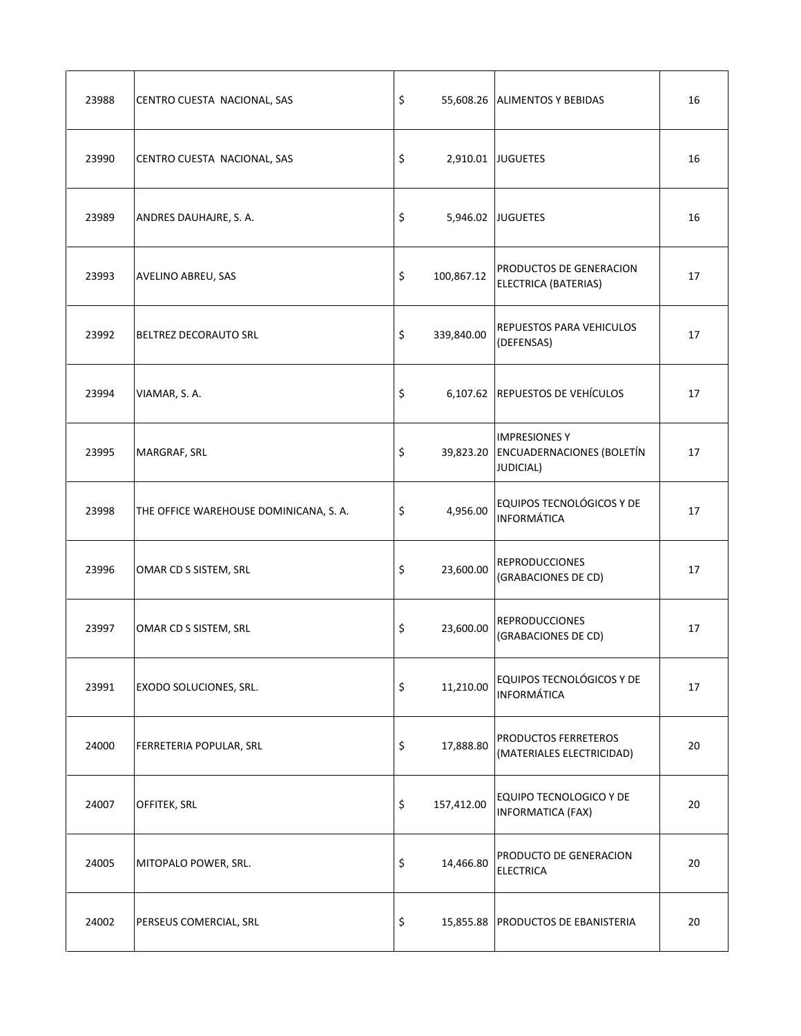| | | | | |
|---|---|---|---|---|
| 23988 | CENTRO CUESTA NACIONAL, SAS | $ 55,608.26 | ALIMENTOS Y BEBIDAS | 16 |
| 23990 | CENTRO CUESTA NACIONAL, SAS | $ 2,910.01 | JUGUETES | 16 |
| 23989 | ANDRES DAUHAJRE, S. A. | $ 5,946.02 | JUGUETES | 16 |
| 23993 | AVELINO ABREU, SAS | $ 100,867.12 | PRODUCTOS DE GENERACION ELECTRICA (BATERIAS) | 17 |
| 23992 | BELTREZ DECORAUTO SRL | $ 339,840.00 | REPUESTOS PARA VEHICULOS (DEFENSAS) | 17 |
| 23994 | VIAMAR, S. A. | $ 6,107.62 | REPUESTOS DE VEHÍCULOS | 17 |
| 23995 | MARGRAF, SRL | $ 39,823.20 | IMPRESIONES Y ENCUADERNACIONES (BOLETÍN JUDICIAL) | 17 |
| 23998 | THE OFFICE WAREHOUSE DOMINICANA, S. A. | $ 4,956.00 | EQUIPOS TECNOLÓGICOS Y DE INFORMÁTICA | 17 |
| 23996 | OMAR CD S SISTEM, SRL | $ 23,600.00 | REPRODUCCIONES (GRABACIONES DE CD) | 17 |
| 23997 | OMAR CD S SISTEM, SRL | $ 23,600.00 | REPRODUCCIONES (GRABACIONES DE CD) | 17 |
| 23991 | EXODO SOLUCIONES, SRL. | $ 11,210.00 | EQUIPOS TECNOLÓGICOS Y DE INFORMÁTICA | 17 |
| 24000 | FERRETERIA POPULAR, SRL | $ 17,888.80 | PRODUCTOS FERRETEROS (MATERIALES ELECTRICIDAD) | 20 |
| 24007 | OFFITEK, SRL | $ 157,412.00 | EQUIPO TECNOLOGICO Y DE INFORMATICA (FAX) | 20 |
| 24005 | MITOPALO POWER, SRL. | $ 14,466.80 | PRODUCTO DE GENERACION ELECTRICA | 20 |
| 24002 | PERSEUS COMERCIAL, SRL | $ 15,855.88 | PRODUCTOS DE EBANISTERIA | 20 |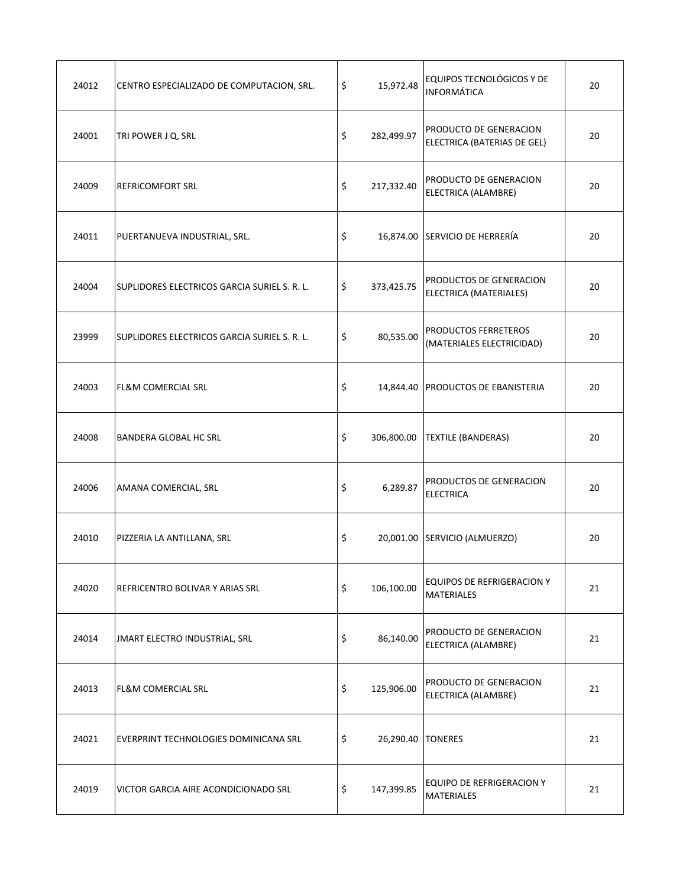| | | | | |
|---|---|---|---|---|
| 24012 | CENTRO ESPECIALIZADO DE COMPUTACION, SRL. | $ 15,972.48 | EQUIPOS TECNOLÓGICOS Y DE INFORMÁTICA | 20 |
| 24001 | TRI POWER J Q, SRL | $ 282,499.97 | PRODUCTO DE GENERACION ELECTRICA (BATERIAS DE GEL) | 20 |
| 24009 | REFRICOMFORT SRL | $ 217,332.40 | PRODUCTO DE GENERACION ELECTRICA (ALAMBRE) | 20 |
| 24011 | PUERTANUEVA INDUSTRIAL, SRL. | $ 16,874.00 | SERVICIO DE HERRERÍA | 20 |
| 24004 | SUPLIDORES ELECTRICOS GARCIA SURIEL S. R. L. | $ 373,425.75 | PRODUCTOS DE GENERACION ELECTRICA (MATERIALES) | 20 |
| 23999 | SUPLIDORES ELECTRICOS GARCIA SURIEL S. R. L. | $ 80,535.00 | PRODUCTOS FERRETEROS (MATERIALES ELECTRICIDAD) | 20 |
| 24003 | FL&M COMERCIAL SRL | $ 14,844.40 | PRODUCTOS DE EBANISTERIA | 20 |
| 24008 | BANDERA GLOBAL HC SRL | $ 306,800.00 | TEXTILE (BANDERAS) | 20 |
| 24006 | AMANA COMERCIAL, SRL | $ 6,289.87 | PRODUCTOS DE GENERACION ELECTRICA | 20 |
| 24010 | PIZZERIA LA ANTILLANA, SRL | $ 20,001.00 | SERVICIO (ALMUERZO) | 20 |
| 24020 | REFRICENTRO BOLIVAR Y ARIAS SRL | $ 106,100.00 | EQUIPOS DE REFRIGERACION Y MATERIALES | 21 |
| 24014 | JMART ELECTRO INDUSTRIAL, SRL | $ 86,140.00 | PRODUCTO DE GENERACION ELECTRICA (ALAMBRE) | 21 |
| 24013 | FL&M COMERCIAL SRL | $ 125,906.00 | PRODUCTO DE GENERACION ELECTRICA (ALAMBRE) | 21 |
| 24021 | EVERPRINT TECHNOLOGIES DOMINICANA SRL | $ 26,290.40 | TONERES | 21 |
| 24019 | VICTOR GARCIA AIRE ACONDICIONADO SRL | $ 147,399.85 | EQUIPO DE REFRIGERACION Y MATERIALES | 21 |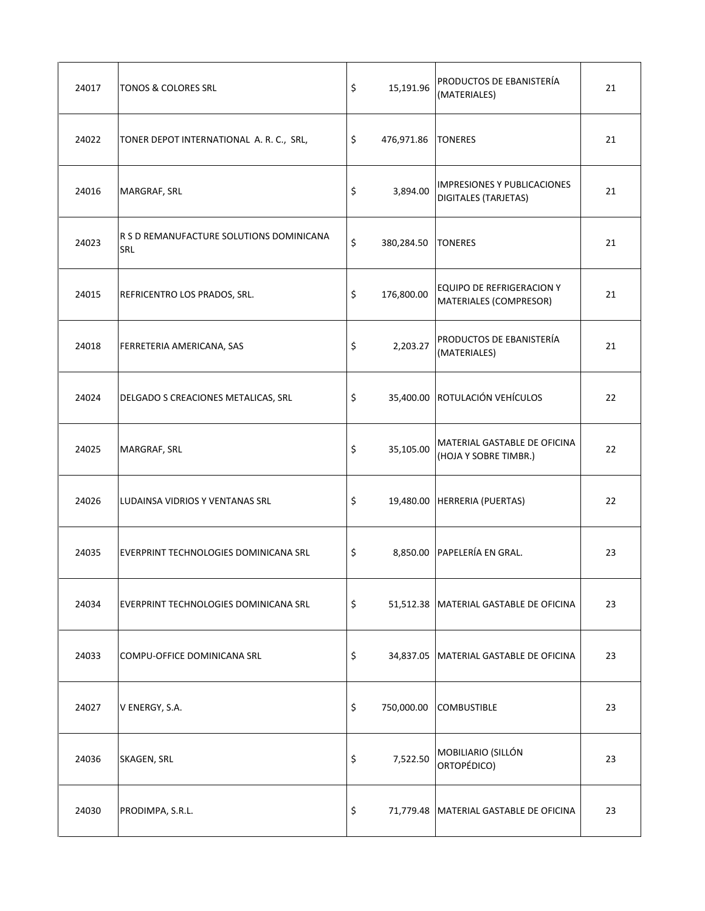| | | | | | |
|---|---|---|---|---|---|
| 24017 | TONOS & COLORES SRL | $ | 15,191.96 | PRODUCTOS DE EBANISTERÍA (MATERIALES) | 21 |
| 24022 | TONER DEPOT INTERNATIONAL A. R. C., SRL, | $ | 476,971.86 | TONERES | 21 |
| 24016 | MARGRAF, SRL | $ | 3,894.00 | IMPRESIONES Y PUBLICACIONES DIGITALES (TARJETAS) | 21 |
| 24023 | R S D REMANUFACTURE SOLUTIONS DOMINICANA SRL | $ | 380,284.50 | TONERES | 21 |
| 24015 | REFRICENTRO LOS PRADOS, SRL. | $ | 176,800.00 | EQUIPO DE REFRIGERACION Y MATERIALES (COMPRESOR) | 21 |
| 24018 | FERRETERIA AMERICANA, SAS | $ | 2,203.27 | PRODUCTOS DE EBANISTERÍA (MATERIALES) | 21 |
| 24024 | DELGADO S CREACIONES METALICAS, SRL | $ | 35,400.00 | ROTULACIÓN VEHÍCULOS | 22 |
| 24025 | MARGRAF, SRL | $ | 35,105.00 | MATERIAL GASTABLE DE OFICINA (HOJA Y SOBRE TIMBR.) | 22 |
| 24026 | LUDAINSA VIDRIOS Y VENTANAS SRL | $ | 19,480.00 | HERRERIA (PUERTAS) | 22 |
| 24035 | EVERPRINT TECHNOLOGIES DOMINICANA SRL | $ | 8,850.00 | PAPELERÍA EN GRAL. | 23 |
| 24034 | EVERPRINT TECHNOLOGIES DOMINICANA SRL | $ | 51,512.38 | MATERIAL GASTABLE DE OFICINA | 23 |
| 24033 | COMPU-OFFICE DOMINICANA SRL | $ | 34,837.05 | MATERIAL GASTABLE DE OFICINA | 23 |
| 24027 | V ENERGY, S.A. | $ | 750,000.00 | COMBUSTIBLE | 23 |
| 24036 | SKAGEN, SRL | $ | 7,522.50 | MOBILIARIO (SILLÓN ORTOPÉDICO) | 23 |
| 24030 | PRODIMPA, S.R.L. | $ | 71,779.48 | MATERIAL GASTABLE DE OFICINA | 23 |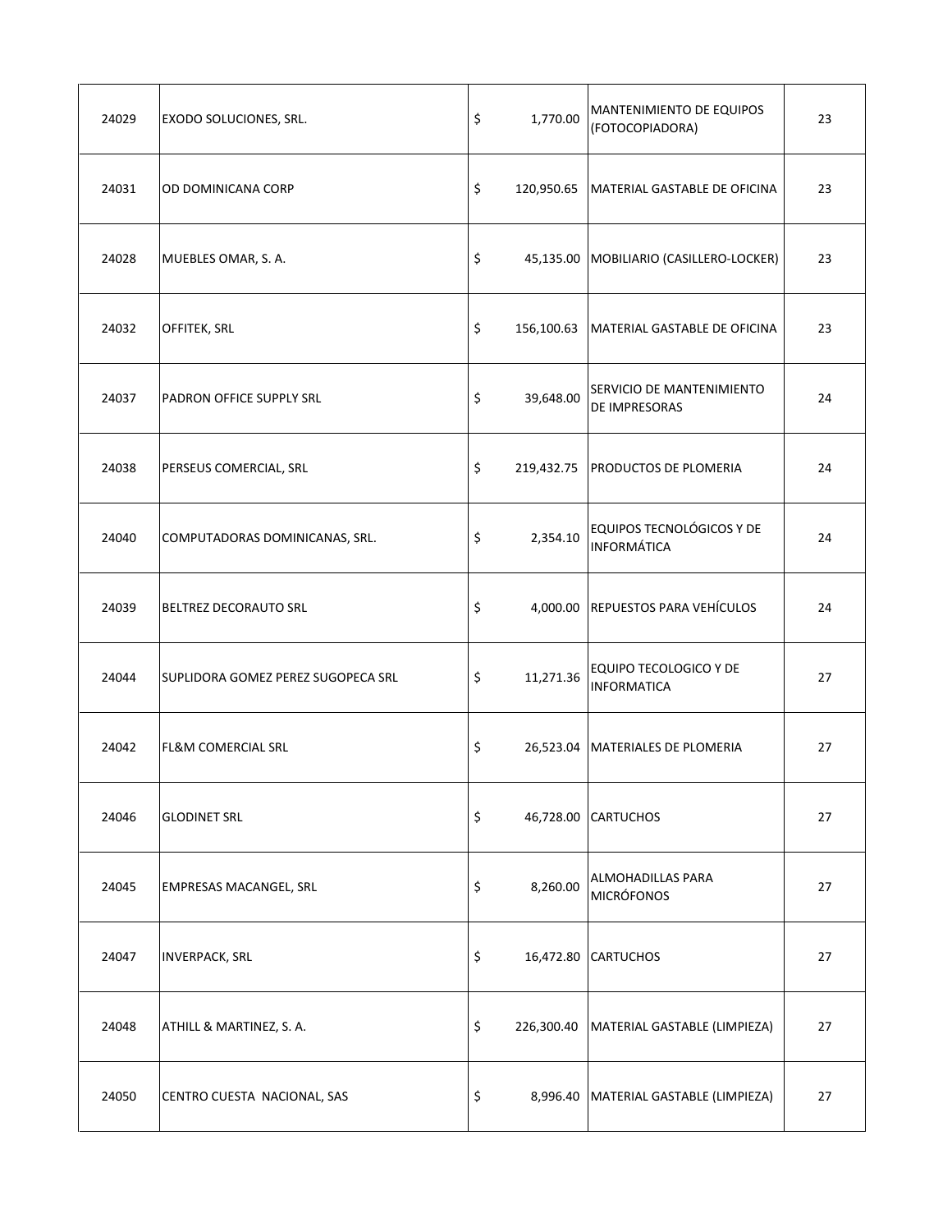| | | | | |
|---|---|---|---|---|
| 24029 | EXODO SOLUCIONES, SRL. | $ 1,770.00 | MANTENIMIENTO DE EQUIPOS (FOTOCOPIADORA) | 23 |
| 24031 | OD DOMINICANA CORP | $ 120,950.65 | MATERIAL GASTABLE DE OFICINA | 23 |
| 24028 | MUEBLES OMAR, S. A. | $ 45,135.00 | MOBILIARIO (CASILLERO-LOCKER) | 23 |
| 24032 | OFFITEK, SRL | $ 156,100.63 | MATERIAL GASTABLE DE OFICINA | 23 |
| 24037 | PADRON OFFICE SUPPLY SRL | $ 39,648.00 | SERVICIO DE MANTENIMIENTO DE IMPRESORAS | 24 |
| 24038 | PERSEUS COMERCIAL, SRL | $ 219,432.75 | PRODUCTOS DE PLOMERIA | 24 |
| 24040 | COMPUTADORAS DOMINICANAS, SRL. | $ 2,354.10 | EQUIPOS TECNOLÓGICOS Y DE INFORMÁTICA | 24 |
| 24039 | BELTREZ DECORAUTO SRL | $ 4,000.00 | REPUESTOS PARA VEHÍCULOS | 24 |
| 24044 | SUPLIDORA GOMEZ PEREZ SUGOPECA SRL | $ 11,271.36 | EQUIPO TECOLOGICO Y DE INFORMATICA | 27 |
| 24042 | FL&M COMERCIAL SRL | $ 26,523.04 | MATERIALES DE PLOMERIA | 27 |
| 24046 | GLODINET SRL | $ 46,728.00 | CARTUCHOS | 27 |
| 24045 | EMPRESAS MACANGEL, SRL | $ 8,260.00 | ALMOHADILLAS PARA MICRÓFONOS | 27 |
| 24047 | INVERPACK, SRL | $ 16,472.80 | CARTUCHOS | 27 |
| 24048 | ATHILL & MARTINEZ, S. A. | $ 226,300.40 | MATERIAL GASTABLE (LIMPIEZA) | 27 |
| 24050 | CENTRO CUESTA NACIONAL, SAS | $ 8,996.40 | MATERIAL GASTABLE (LIMPIEZA) | 27 |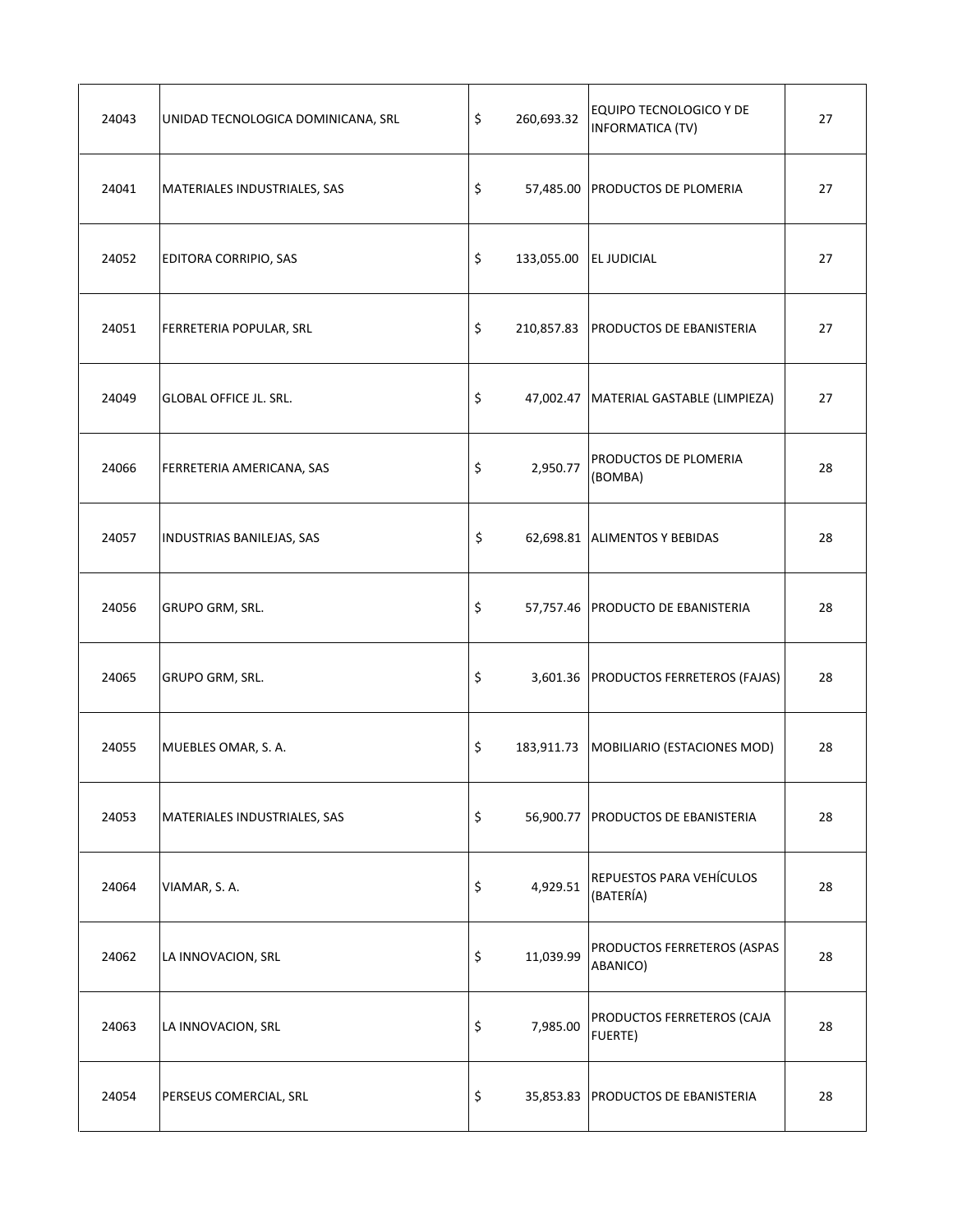| | | | | |
|---|---|---|---|---|
| 24043 | UNIDAD TECNOLOGICA DOMINICANA, SRL | $ 260,693.32 | EQUIPO TECNOLOGICO Y DE INFORMATICA (TV) | 27 |
| 24041 | MATERIALES INDUSTRIALES, SAS | $ 57,485.00 | PRODUCTOS DE PLOMERIA | 27 |
| 24052 | EDITORA CORRIPIO, SAS | $ 133,055.00 | EL JUDICIAL | 27 |
| 24051 | FERRETERIA POPULAR, SRL | $ 210,857.83 | PRODUCTOS DE EBANISTERIA | 27 |
| 24049 | GLOBAL OFFICE JL. SRL. | $ 47,002.47 | MATERIAL GASTABLE (LIMPIEZA) | 27 |
| 24066 | FERRETERIA AMERICANA, SAS | $ 2,950.77 | PRODUCTOS DE PLOMERIA (BOMBA) | 28 |
| 24057 | INDUSTRIAS BANILEJAS, SAS | $ 62,698.81 | ALIMENTOS Y BEBIDAS | 28 |
| 24056 | GRUPO GRM, SRL. | $ 57,757.46 | PRODUCTO DE EBANISTERIA | 28 |
| 24065 | GRUPO GRM, SRL. | $ 3,601.36 | PRODUCTOS FERRETEROS (FAJAS) | 28 |
| 24055 | MUEBLES OMAR, S. A. | $ 183,911.73 | MOBILIARIO (ESTACIONES MOD) | 28 |
| 24053 | MATERIALES INDUSTRIALES, SAS | $ 56,900.77 | PRODUCTOS DE EBANISTERIA | 28 |
| 24064 | VIAMAR, S. A. | $ 4,929.51 | REPUESTOS PARA VEHÍCULOS (BATERÍA) | 28 |
| 24062 | LA INNOVACION, SRL | $ 11,039.99 | PRODUCTOS FERRETEROS (ASPAS ABANICO) | 28 |
| 24063 | LA INNOVACION, SRL | $ 7,985.00 | PRODUCTOS FERRETEROS (CAJA FUERTE) | 28 |
| 24054 | PERSEUS COMERCIAL, SRL | $ 35,853.83 | PRODUCTOS DE EBANISTERIA | 28 |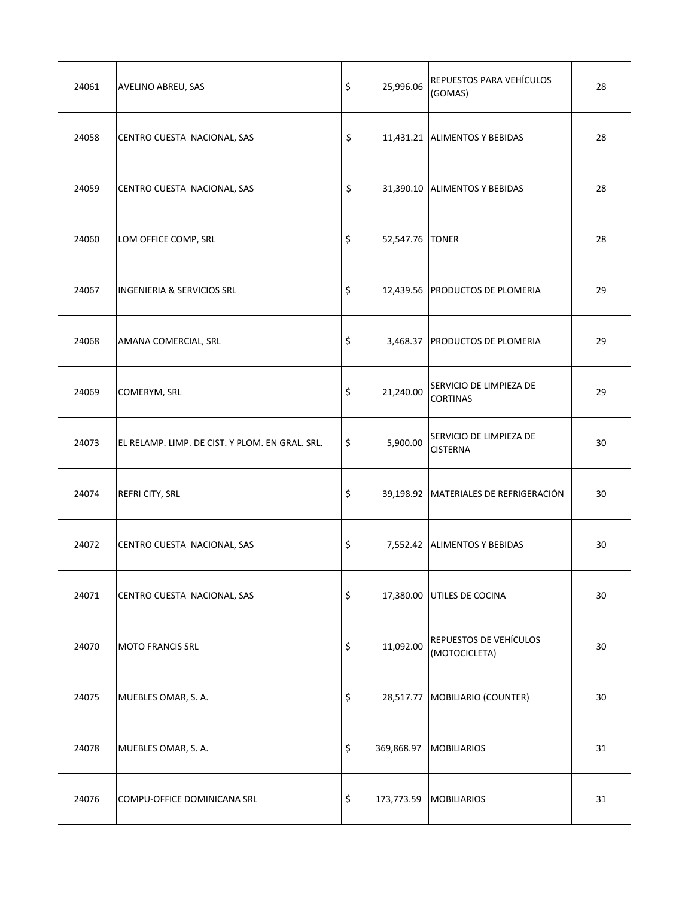| | | | | | |
|---|---|---|---|---|---|
| 24061 | AVELINO ABREU, SAS | $ | 25,996.06 | REPUESTOS PARA VEHÍCULOS (GOMAS) | 28 |
| 24058 | CENTRO CUESTA NACIONAL, SAS | $ | 11,431.21 | ALIMENTOS Y BEBIDAS | 28 |
| 24059 | CENTRO CUESTA NACIONAL, SAS | $ | 31,390.10 | ALIMENTOS Y BEBIDAS | 28 |
| 24060 | LOM OFFICE COMP, SRL | $ | 52,547.76 | TONER | 28 |
| 24067 | INGENIERIA & SERVICIOS SRL | $ | 12,439.56 | PRODUCTOS DE PLOMERIA | 29 |
| 24068 | AMANA COMERCIAL, SRL | $ | 3,468.37 | PRODUCTOS DE PLOMERIA | 29 |
| 24069 | COMERYM, SRL | $ | 21,240.00 | SERVICIO DE LIMPIEZA DE CORTINAS | 29 |
| 24073 | EL RELAMP. LIMP. DE CIST. Y PLOM. EN GRAL. SRL. | $ | 5,900.00 | SERVICIO DE LIMPIEZA DE CISTERNA | 30 |
| 24074 | REFRI CITY, SRL | $ | 39,198.92 | MATERIALES DE REFRIGERACIÓN | 30 |
| 24072 | CENTRO CUESTA NACIONAL, SAS | $ | 7,552.42 | ALIMENTOS Y BEBIDAS | 30 |
| 24071 | CENTRO CUESTA NACIONAL, SAS | $ | 17,380.00 | UTILES DE COCINA | 30 |
| 24070 | MOTO FRANCIS SRL | $ | 11,092.00 | REPUESTOS DE VEHÍCULOS (MOTOCICLETA) | 30 |
| 24075 | MUEBLES OMAR, S. A. | $ | 28,517.77 | MOBILIARIO (COUNTER) | 30 |
| 24078 | MUEBLES OMAR, S. A. | $ | 369,868.97 | MOBILIARIOS | 31 |
| 24076 | COMPU-OFFICE DOMINICANA SRL | $ | 173,773.59 | MOBILIARIOS | 31 |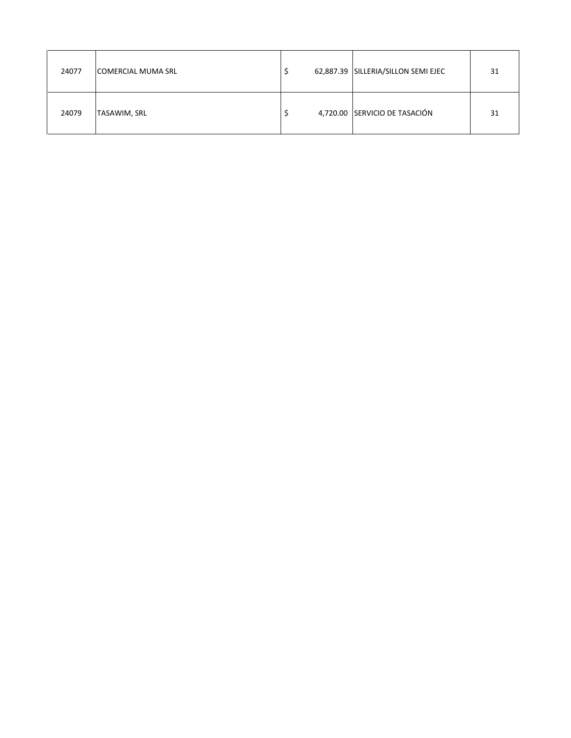| | | | | | |
|---|---|---|---|---|---|
| 24077 | COMERCIAL MUMA SRL | $ | 62,887.39 | SILLERIA/SILLON SEMI EJEC | 31 |
| 24079 | TASAWIM, SRL | $ | 4,720.00 | SERVICIO DE TASACIÓN | 31 |